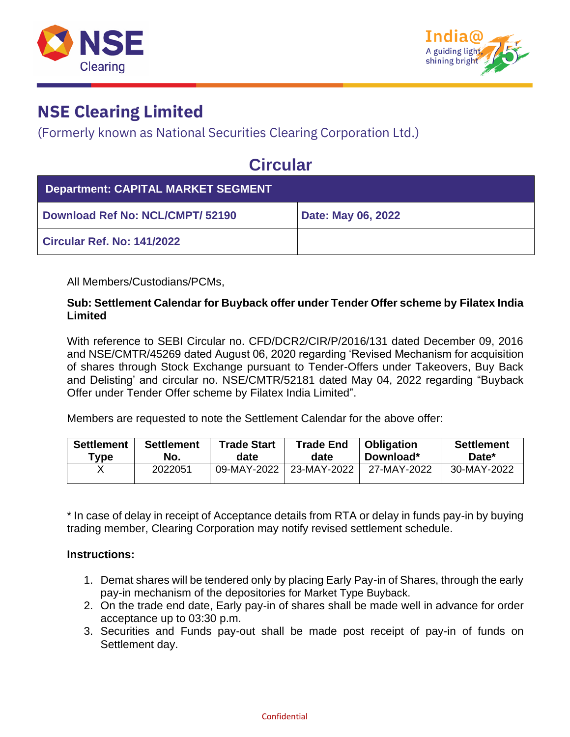# NSE Clearing Limited

(Formerly known as National Securities Clearing Corporation Ltd.)

## Circular

| Department: CAPITAL MARKET SEGMENT | |
|---|---|
| Download Ref No: NCL/CMPT/ 52190 | Date: May 06, 2022 |
| Circular Ref. No: 141/2022 | |

All Members/Custodians/PCMs,

**Sub: Settlement Calendar for Buyback offer under Tender Offer scheme by Filatex India Limited**

With reference to SEBI Circular no. CFD/DCR2/CIR/P/2016/131 dated December 09, 2016 and NSE/CMTR/45269 dated August 06, 2020 regarding 'Revised Mechanism for acquisition of shares through Stock Exchange pursuant to Tender-Offers under Takeovers, Buy Back and Delisting' and circular no. NSE/CMTR/52181 dated May 04, 2022 regarding "Buyback Offer under Tender Offer scheme by Filatex India Limited".

Members are requested to note the Settlement Calendar for the above offer:

| Settlement Type | Settlement No. | Trade Start date | Trade End date | Obligation Download* | Settlement Date* |
|---|---|---|---|---|---|
| X | 2022051 | 09-MAY-2022 | 23-MAY-2022 | 27-MAY-2022 | 30-MAY-2022 |

* In case of delay in receipt of Acceptance details from RTA or delay in funds pay-in by buying trading member, Clearing Corporation may notify revised settlement schedule.

**Instructions:**

1. Demat shares will be tendered only by placing Early Pay-in of Shares, through the early pay-in mechanism of the depositories for Market Type Buyback.
2. On the trade end date, Early pay-in of shares shall be made well in advance for order acceptance up to 03:30 p.m.
3. Securities and Funds pay-out shall be made post receipt of pay-in of funds on Settlement day.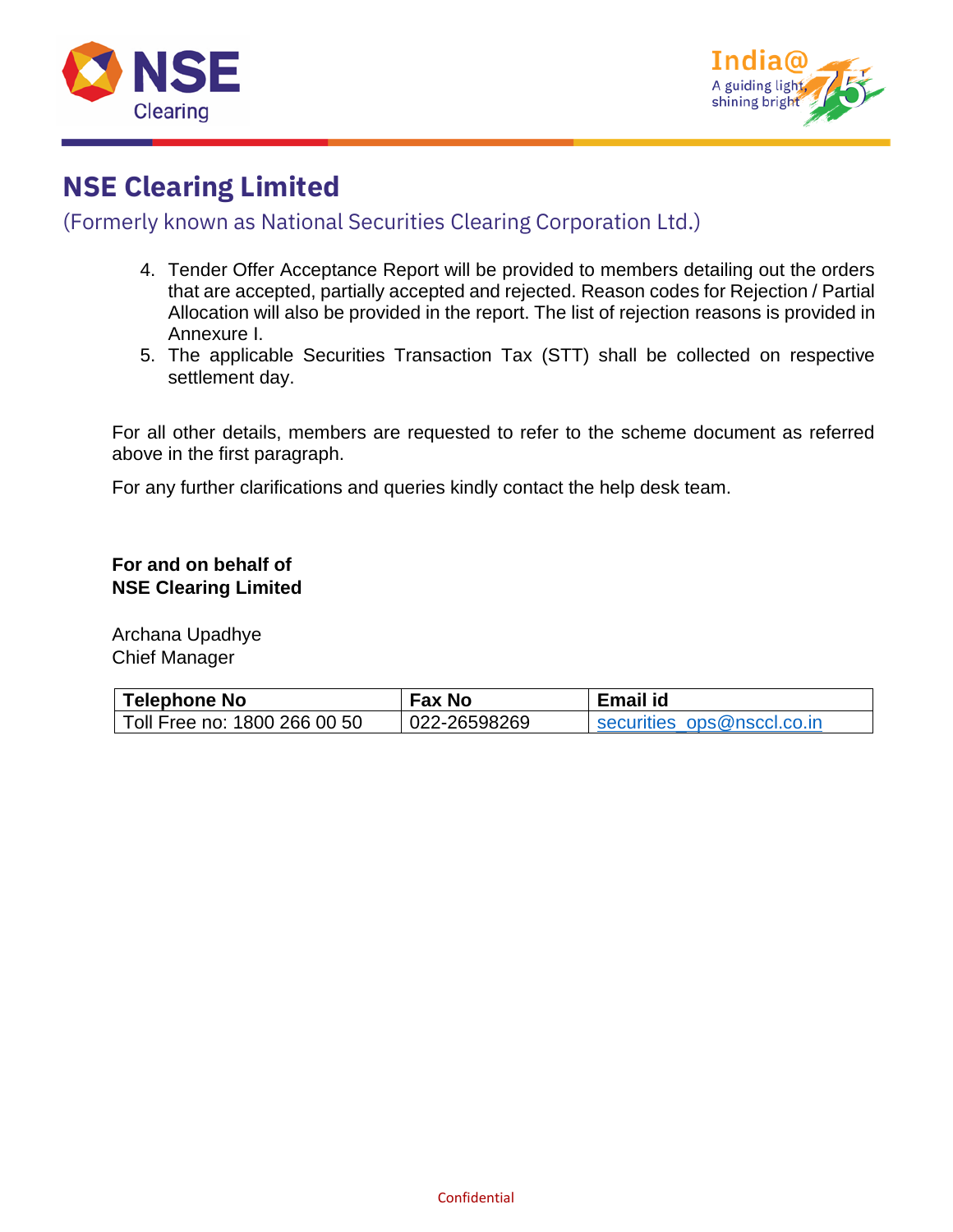4. Tender Offer Acceptance Report will be provided to members detailing out the orders that are accepted, partially accepted and rejected. Reason codes for Rejection / Partial Allocation will also be provided in the report. The list of rejection reasons is provided in Annexure I.
5. The applicable Securities Transaction Tax (STT) shall be collected on respective settlement day.

For all other details, members are requested to refer to the scheme document as referred above in the first paragraph.

For any further clarifications and queries kindly contact the help desk team.

**For and on behalf of**
**NSE Clearing Limited**

Archana Upadhye
Chief Manager

| Telephone No | Fax No | Email id |
|---|---|---|
| Toll Free no: 1800 266 00 50 | 022-26598269 | securities_ops@nsccl.co.in |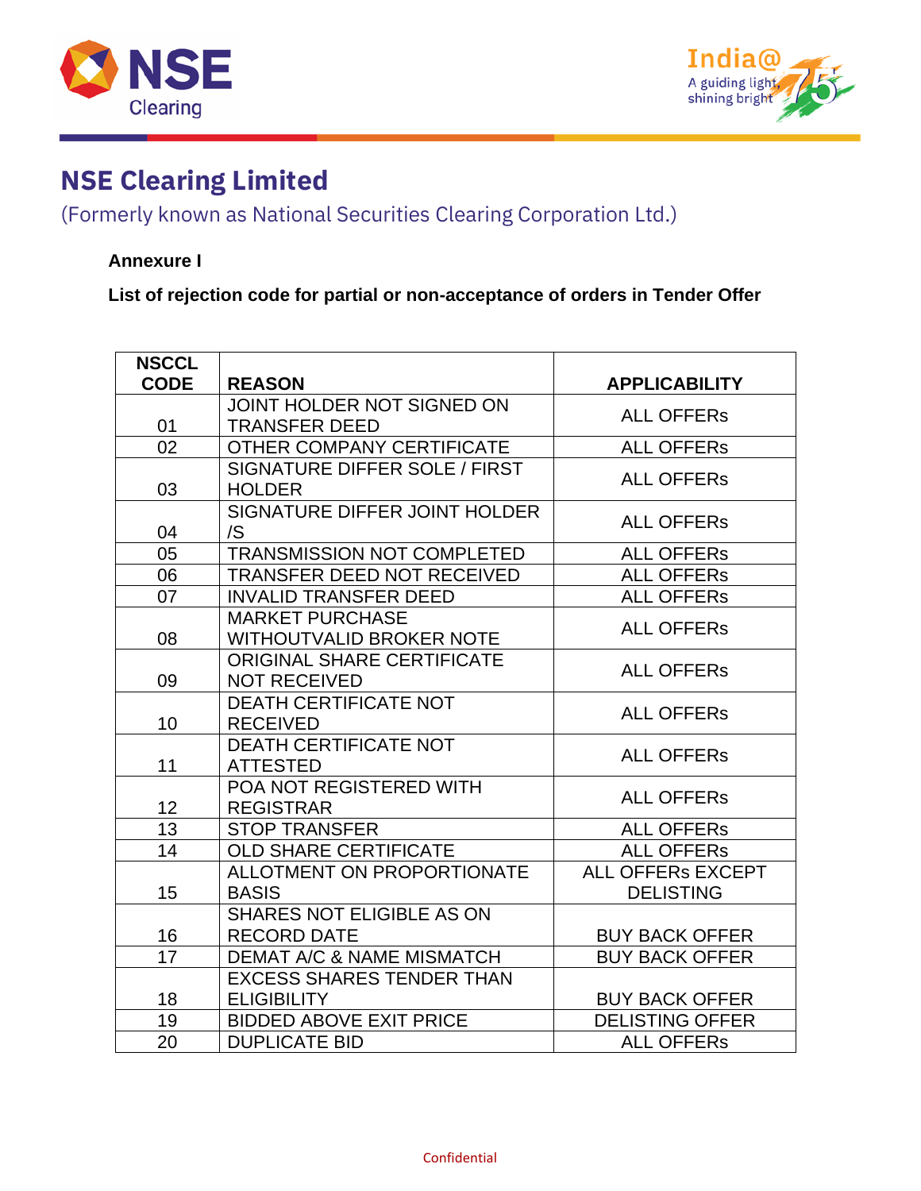# NSE Clearing Limited

(Formerly known as National Securities Clearing Corporation Ltd.)

**Annexure I**

**List of rejection code for partial or non-acceptance of orders in Tender Offer**

| NSCCL CODE | REASON | APPLICABILITY |
|---|---|---|
| 01 | JOINT HOLDER NOT SIGNED ON TRANSFER DEED | ALL OFFERs |
| 02 | OTHER COMPANY CERTIFICATE | ALL OFFERs |
| 03 | SIGNATURE DIFFER SOLE / FIRST HOLDER | ALL OFFERs |
| 04 | SIGNATURE DIFFER JOINT HOLDER /S | ALL OFFERs |
| 05 | TRANSMISSION NOT COMPLETED | ALL OFFERs |
| 06 | TRANSFER DEED NOT RECEIVED | ALL OFFERs |
| 07 | INVALID TRANSFER DEED | ALL OFFERs |
| 08 | MARKET PURCHASE WITHOUTVALID BROKER NOTE | ALL OFFERs |
| 09 | ORIGINAL SHARE CERTIFICATE NOT RECEIVED | ALL OFFERs |
| 10 | DEATH CERTIFICATE NOT RECEIVED | ALL OFFERs |
| 11 | DEATH CERTIFICATE NOT ATTESTED | ALL OFFERs |
| 12 | POA NOT REGISTERED WITH REGISTRAR | ALL OFFERs |
| 13 | STOP TRANSFER | ALL OFFERs |
| 14 | OLD SHARE CERTIFICATE | ALL OFFERs |
| 15 | ALLOTMENT ON PROPORTIONATE BASIS | ALL OFFERs EXCEPT DELISTING |
| 16 | SHARES NOT ELIGIBLE AS ON RECORD DATE | BUY BACK OFFER |
| 17 | DEMAT A/C & NAME MISMATCH | BUY BACK OFFER |
| 18 | EXCESS SHARES TENDER THAN ELIGIBILITY | BUY BACK OFFER |
| 19 | BIDDED ABOVE EXIT PRICE | DELISTING OFFER |
| 20 | DUPLICATE BID | ALL OFFERs |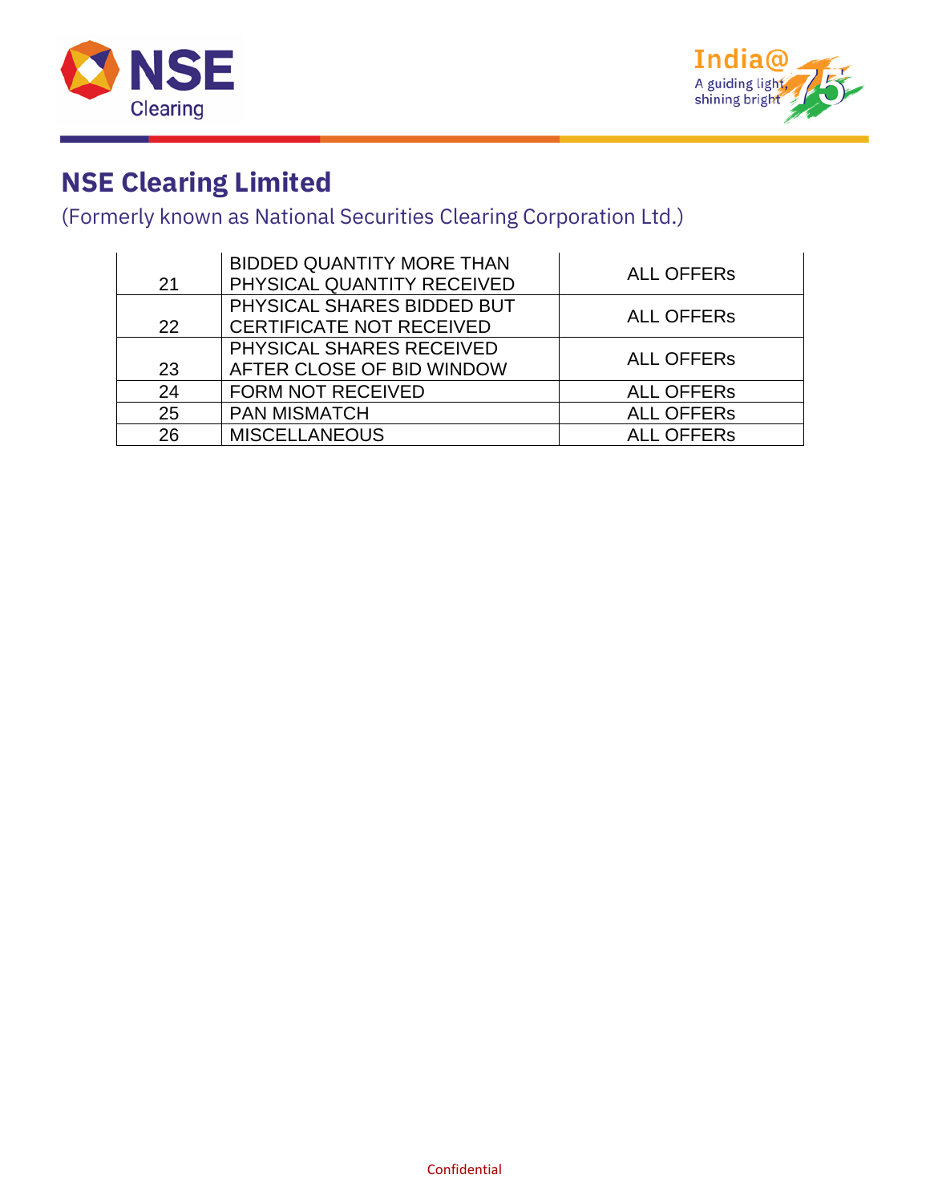# NSE Clearing Limited

(Formerly known as National Securities Clearing Corporation Ltd.)

| | | |
|---|---|---|
| 21 | BIDDED QUANTITY MORE THAN PHYSICAL QUANTITY RECEIVED | ALL OFFERs |
| 22 | PHYSICAL SHARES BIDDED BUT CERTIFICATE NOT RECEIVED | ALL OFFERs |
| 23 | PHYSICAL SHARES RECEIVED AFTER CLOSE OF BID WINDOW | ALL OFFERs |
| 24 | FORM NOT RECEIVED | ALL OFFERs |
| 25 | PAN MISMATCH | ALL OFFERs |
| 26 | MISCELLANEOUS | ALL OFFERs |